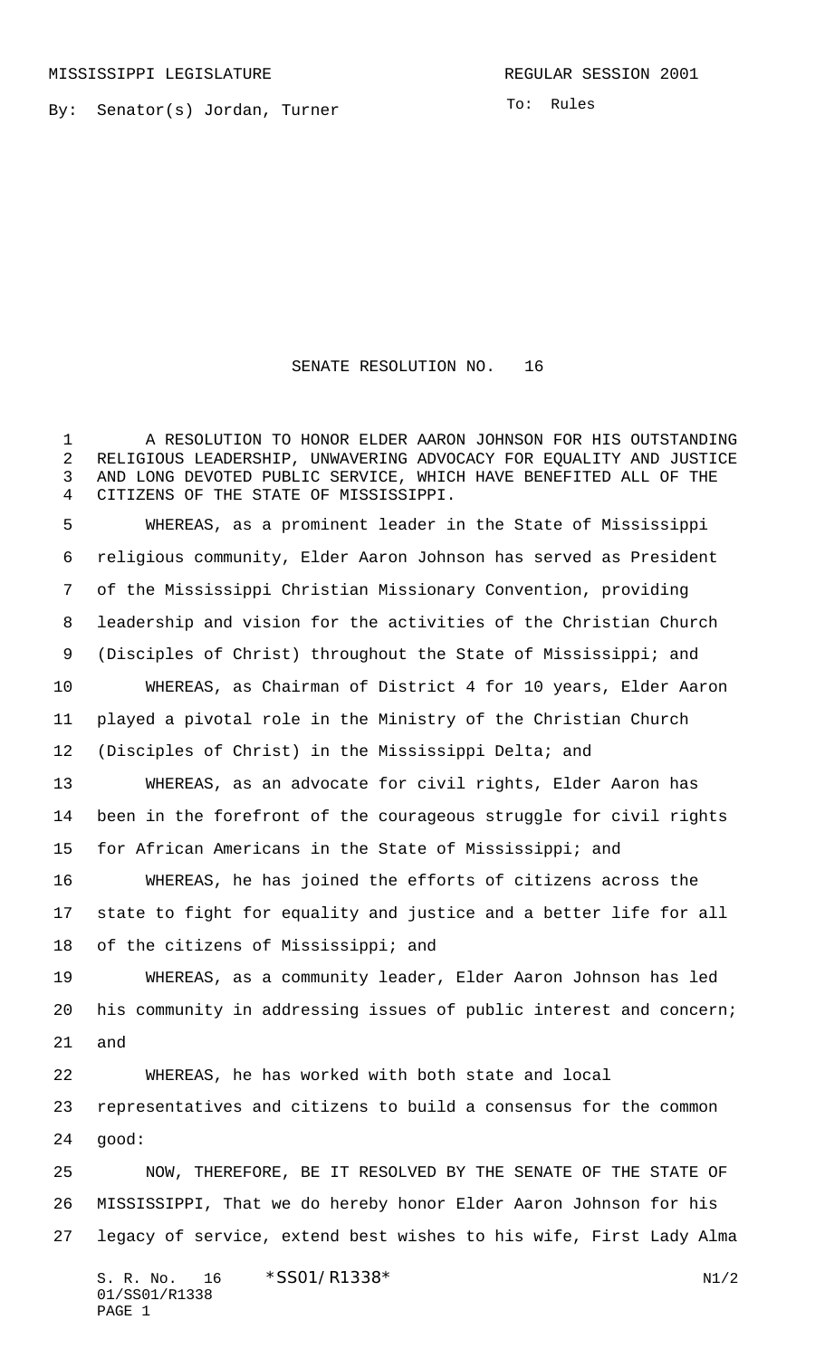MISSISSIPPI LEGISLATURE REGULAR SESSION 2001

By: Senator(s) Jordan, Turner

To: Rules

# SENATE RESOLUTION NO. 16

A RESOLUTION TO HONOR ELDER AARON JOHNSON FOR HIS OUTSTANDING RELIGIOUS LEADERSHIP, UNWAVERING ADVOCACY FOR EQUALITY AND JUSTICE AND LONG DEVOTED PUBLIC SERVICE, WHICH HAVE BENEFITED ALL OF THE CITIZENS OF THE STATE OF MISSISSIPPI.

WHEREAS, as a prominent leader in the State of Mississippi religious community, Elder Aaron Johnson has served as President of the Mississippi Christian Missionary Convention, providing leadership and vision for the activities of the Christian Church (Disciples of Christ) throughout the State of Mississippi; and

WHEREAS, as Chairman of District 4 for 10 years, Elder Aaron played a pivotal role in the Ministry of the Christian Church (Disciples of Christ) in the Mississippi Delta; and

WHEREAS, as an advocate for civil rights, Elder Aaron has been in the forefront of the courageous struggle for civil rights for African Americans in the State of Mississippi; and

WHEREAS, he has joined the efforts of citizens across the state to fight for equality and justice and a better life for all of the citizens of Mississippi; and

WHEREAS, as a community leader, Elder Aaron Johnson has led his community in addressing issues of public interest and concern; and

WHEREAS, he has worked with both state and local representatives and citizens to build a consensus for the common good:

NOW, THEREFORE, BE IT RESOLVED BY THE SENATE OF THE STATE OF MISSISSIPPI, That we do hereby honor Elder Aaron Johnson for his legacy of service, extend best wishes to his wife, First Lady Alma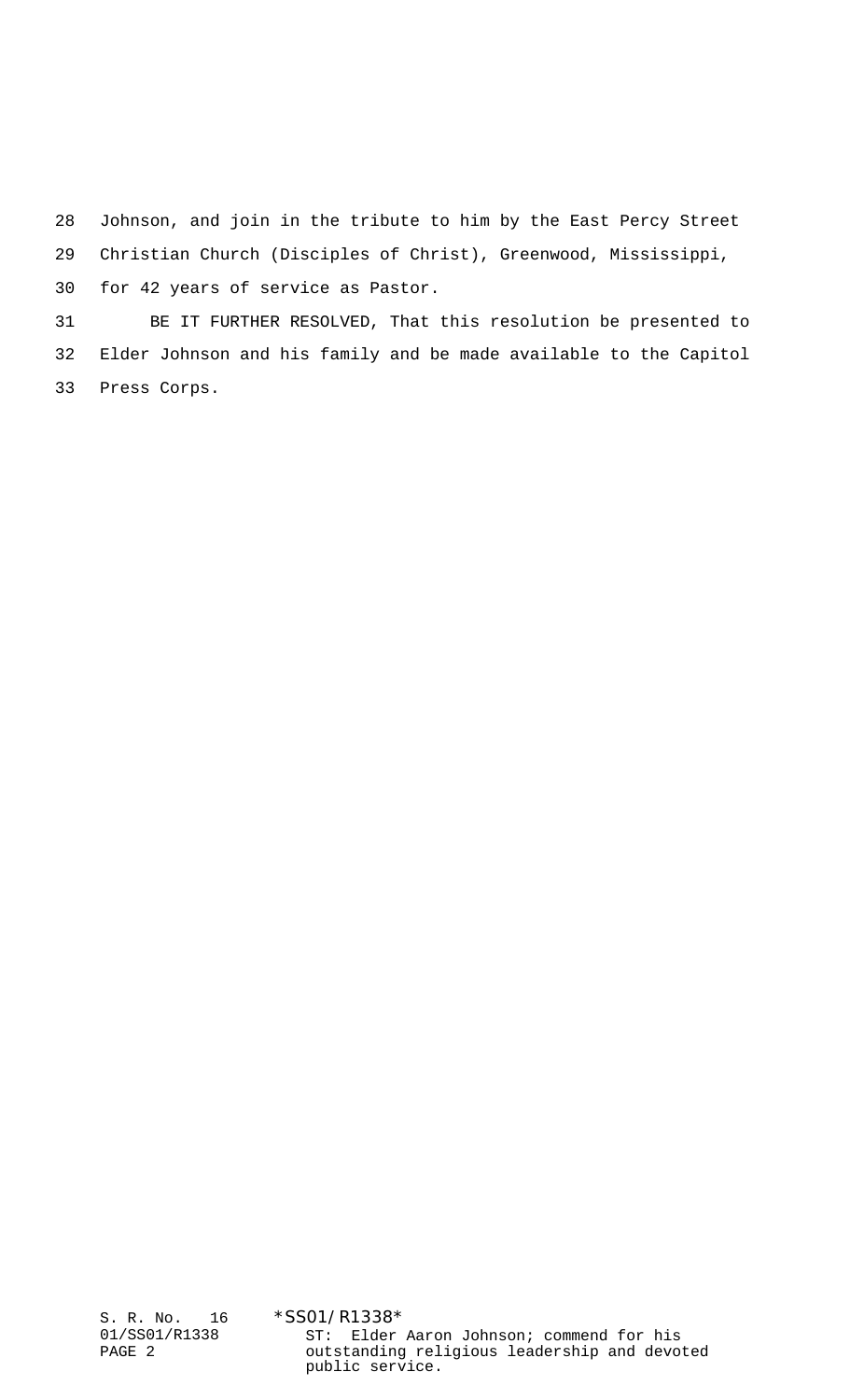Johnson, and join in the tribute to him by the East Percy Street Christian Church (Disciples of Christ), Greenwood, Mississippi, for 42 years of service as Pastor.

BE IT FURTHER RESOLVED, That this resolution be presented to Elder Johnson and his family and be made available to the Capitol Press Corps.